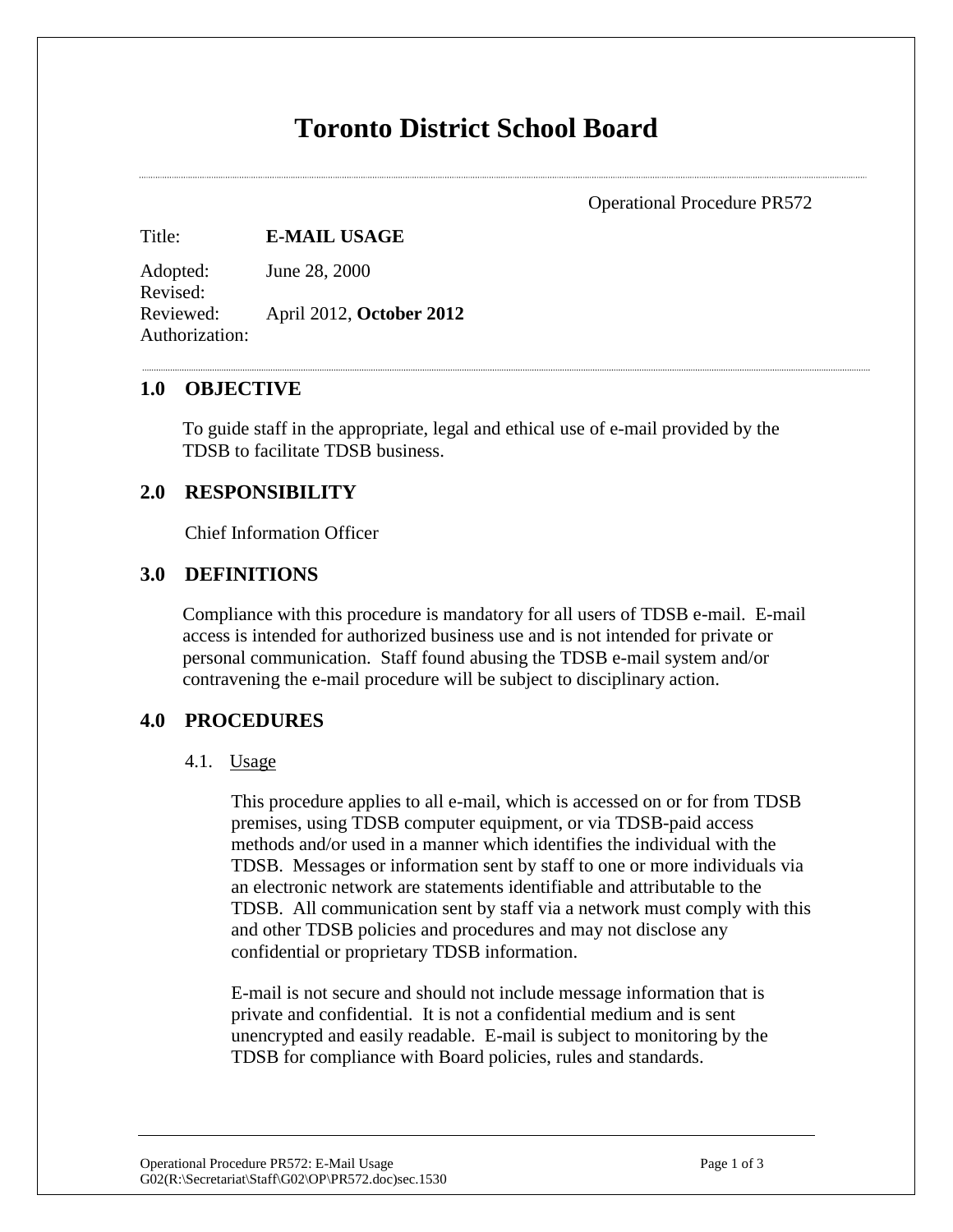# Toronto District School Board

Operational Procedure PR572

Title: **E-MAIL USAGE**

Adopted: June 28, 2000
Revised:
Reviewed: April 2012, **October 2012**
Authorization:

## 1.0 OBJECTIVE

To guide staff in the appropriate, legal and ethical use of e-mail provided by the TDSB to facilitate TDSB business.

## 2.0 RESPONSIBILITY

Chief Information Officer

## 3.0 DEFINITIONS

Compliance with this procedure is mandatory for all users of TDSB e-mail. E-mail access is intended for authorized business use and is not intended for private or personal communication. Staff found abusing the TDSB e-mail system and/or contravening the e-mail procedure will be subject to disciplinary action.

## 4.0 PROCEDURES

### 4.1. Usage

This procedure applies to all e-mail, which is accessed on or for from TDSB premises, using TDSB computer equipment, or via TDSB-paid access methods and/or used in a manner which identifies the individual with the TDSB. Messages or information sent by staff to one or more individuals via an electronic network are statements identifiable and attributable to the TDSB. All communication sent by staff via a network must comply with this and other TDSB policies and procedures and may not disclose any confidential or proprietary TDSB information.

E-mail is not secure and should not include message information that is private and confidential. It is not a confidential medium and is sent unencrypted and easily readable. E-mail is subject to monitoring by the TDSB for compliance with Board policies, rules and standards.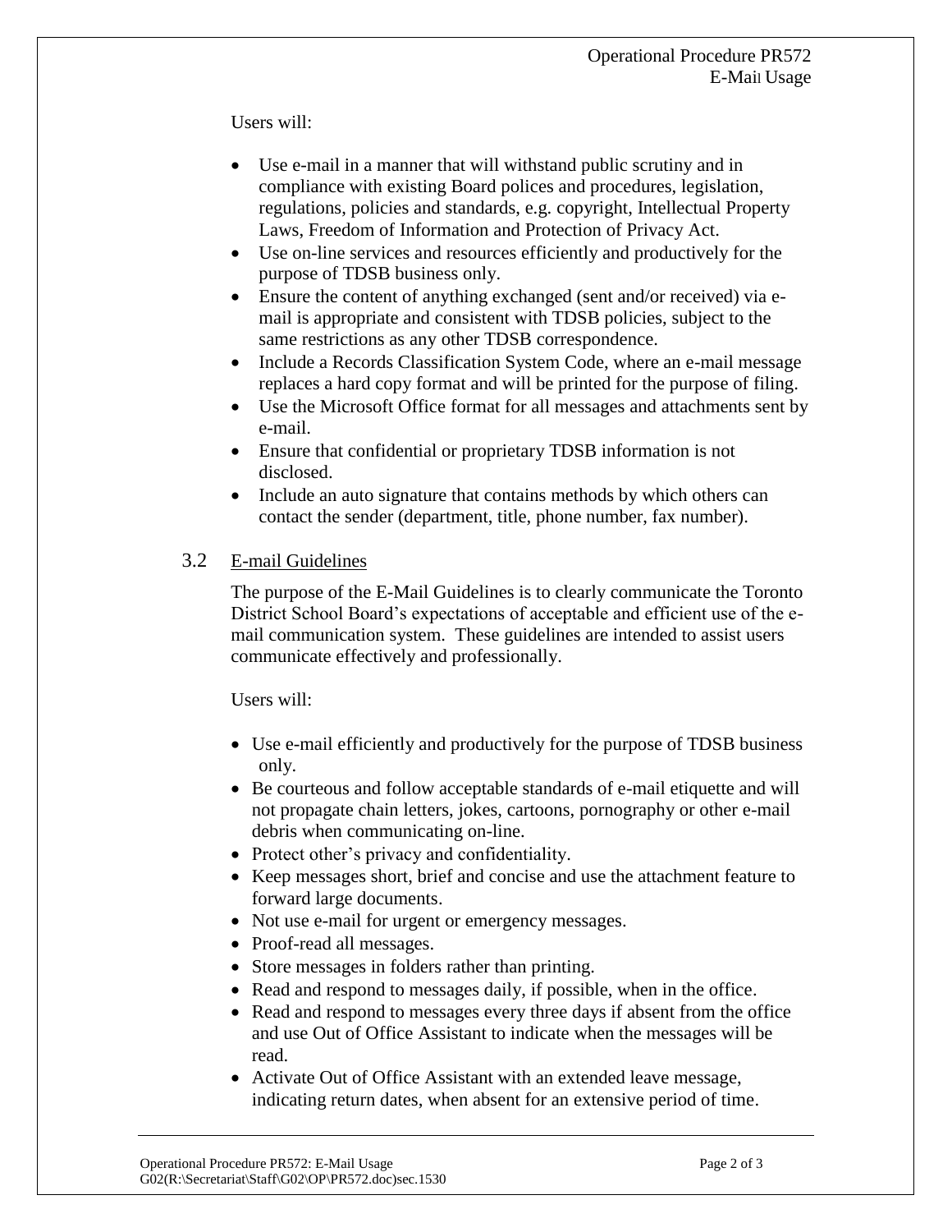Users will:

- Use e-mail in a manner that will withstand public scrutiny and in compliance with existing Board polices and procedures, legislation, regulations, policies and standards, e.g. copyright, Intellectual Property Laws, Freedom of Information and Protection of Privacy Act.
- Use on-line services and resources efficiently and productively for the purpose of TDSB business only.
- Ensure the content of anything exchanged (sent and/or received) via e-mail is appropriate and consistent with TDSB policies, subject to the same restrictions as any other TDSB correspondence.
- Include a Records Classification System Code, where an e-mail message replaces a hard copy format and will be printed for the purpose of filing.
- Use the Microsoft Office format for all messages and attachments sent by e-mail.
- Ensure that confidential or proprietary TDSB information is not disclosed.
- Include an auto signature that contains methods by which others can contact the sender (department, title, phone number, fax number).

### 3.2 E-mail Guidelines

The purpose of the E-Mail Guidelines is to clearly communicate the Toronto District School Board's expectations of acceptable and efficient use of the e-mail communication system. These guidelines are intended to assist users communicate effectively and professionally.

Users will:

- Use e-mail efficiently and productively for the purpose of TDSB business only.
- Be courteous and follow acceptable standards of e-mail etiquette and will not propagate chain letters, jokes, cartoons, pornography or other e-mail debris when communicating on-line.
- Protect other's privacy and confidentiality.
- Keep messages short, brief and concise and use the attachment feature to forward large documents.
- Not use e-mail for urgent or emergency messages.
- Proof-read all messages.
- Store messages in folders rather than printing.
- Read and respond to messages daily, if possible, when in the office.
- Read and respond to messages every three days if absent from the office and use Out of Office Assistant to indicate when the messages will be read.
- Activate Out of Office Assistant with an extended leave message, indicating return dates, when absent for an extensive period of time.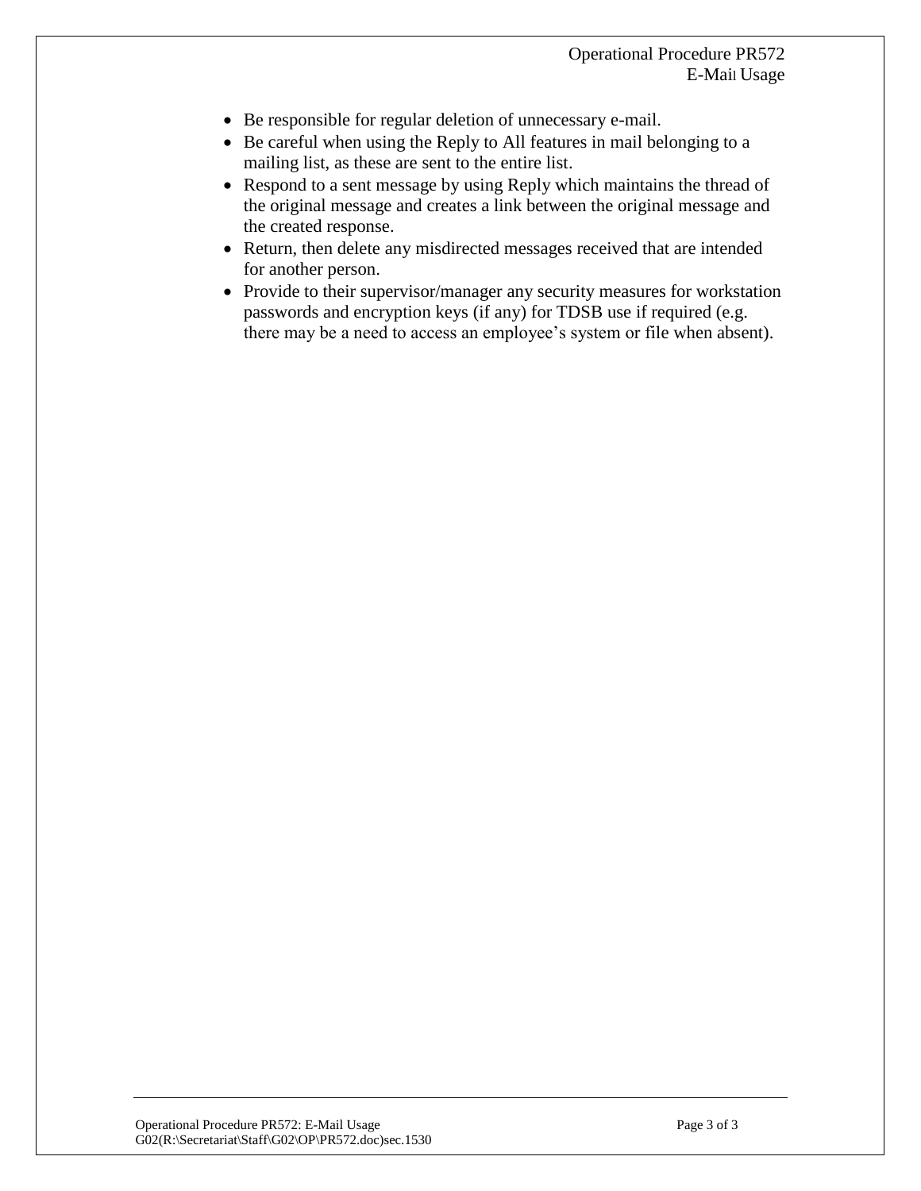- Be responsible for regular deletion of unnecessary e-mail.
- Be careful when using the Reply to All features in mail belonging to a mailing list, as these are sent to the entire list.
- Respond to a sent message by using Reply which maintains the thread of the original message and creates a link between the original message and the created response.
- Return, then delete any misdirected messages received that are intended for another person.
- Provide to their supervisor/manager any security measures for workstation passwords and encryption keys (if any) for TDSB use if required (e.g. there may be a need to access an employee's system or file when absent).